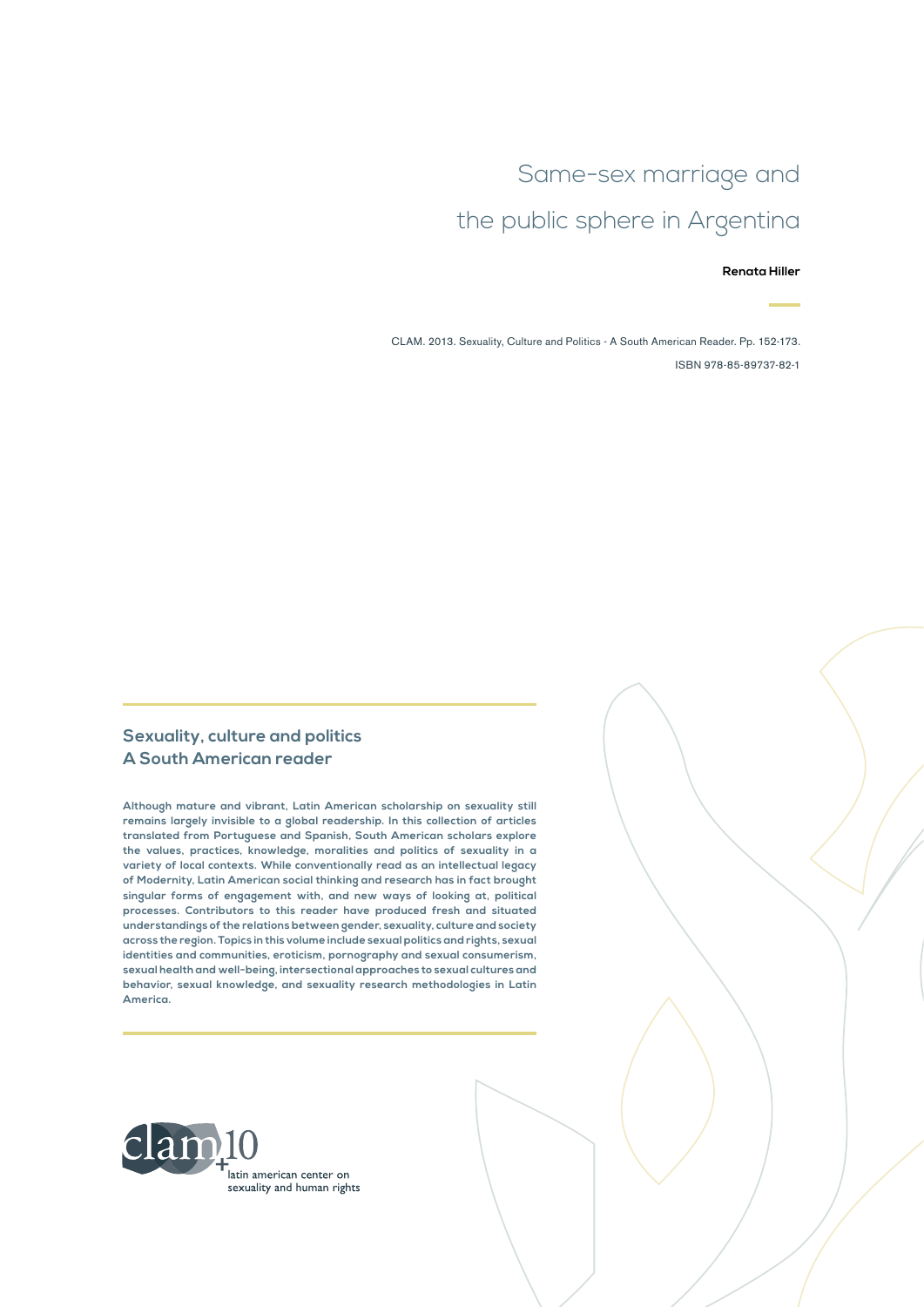# Same-sex marriage and the public sphere in Argentina

**Renata Hiller**

CLAM. 2013. Sexuality, Culture and Politics - A South American Reader. Pp. 152-173.

ISBN 978-85-89737-82-1

## Sexuality, culture and politics
## A South American reader

Although mature and vibrant, Latin American scholarship on sexuality still remains largely invisible to a global readership. In this collection of articles translated from Portuguese and Spanish, South American scholars explore the values, practices, knowledge, moralities and politics of sexuality in a variety of local contexts. While conventionally read as an intellectual legacy of Modernity, Latin American social thinking and research has in fact brought singular forms of engagement with, and new ways of looking at, political processes. Contributors to this reader have produced fresh and situated understandings of the relations between gender, sexuality, culture and society across the region. Topics in this volume include sexual politics and rights, sexual identities and communities, eroticism, pornography and sexual consumerism, sexual health and well-being, intersectional approaches to sexual cultures and behavior, sexual knowledge, and sexuality research methodologies in Latin America.

clam+10

latin american center on sexuality and human rights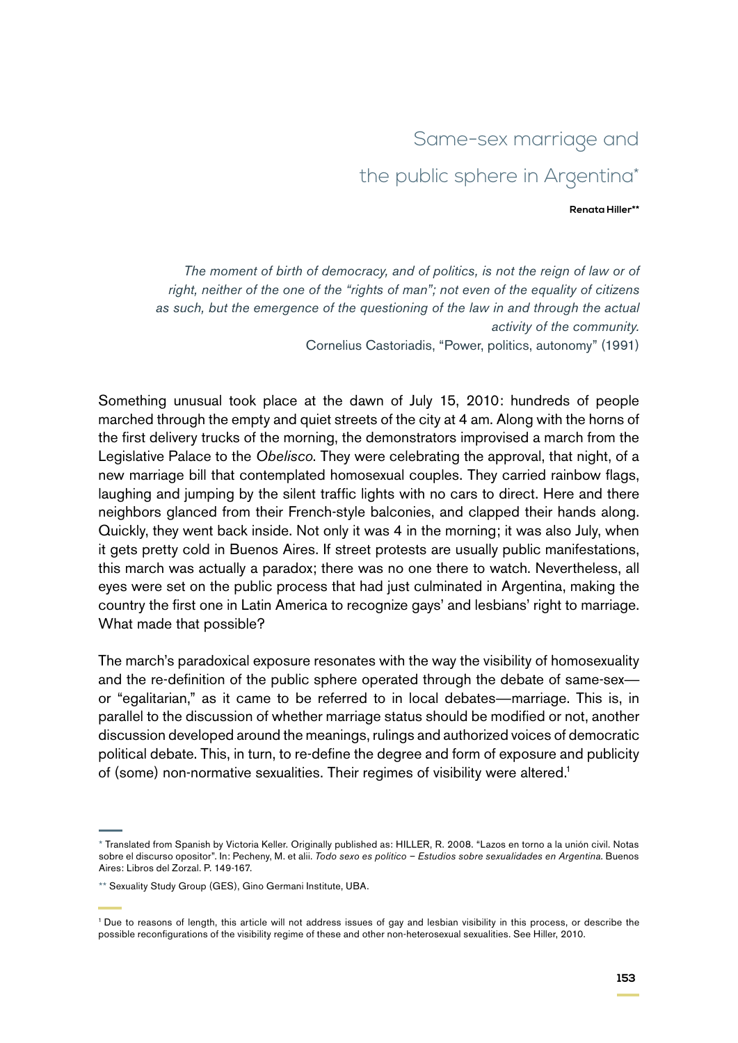# Same-sex marriage and the public sphere in Argentina*

**Renata Hiller****

> *The moment of birth of democracy, and of politics, is not the reign of law or of right, neither of the one of the "rights of man"; not even of the equality of citizens as such, but the emergence of the questioning of the law in and through the actual activity of the community.*
>
> Cornelius Castoriadis, "Power, politics, autonomy" (1991)

Something unusual took place at the dawn of July 15, 2010: hundreds of people marched through the empty and quiet streets of the city at 4 am. Along with the horns of the first delivery trucks of the morning, the demonstrators improvised a march from the Legislative Palace to the *Obelisco*. They were celebrating the approval, that night, of a new marriage bill that contemplated homosexual couples. They carried rainbow flags, laughing and jumping by the silent traffic lights with no cars to direct. Here and there neighbors glanced from their French-style balconies, and clapped their hands along. Quickly, they went back inside. Not only it was 4 in the morning; it was also July, when it gets pretty cold in Buenos Aires. If street protests are usually public manifestations, this march was actually a paradox; there was no one there to watch. Nevertheless, all eyes were set on the public process that had just culminated in Argentina, making the country the first one in Latin America to recognize gays' and lesbians' right to marriage. What made that possible?

The march's paradoxical exposure resonates with the way the visibility of homosexuality and the re-definition of the public sphere operated through the debate of same-sex—or "egalitarian," as it came to be referred to in local debates—marriage. This is, in parallel to the discussion of whether marriage status should be modified or not, another discussion developed around the meanings, rulings and authorized voices of democratic political debate. This, in turn, to re-define the degree and form of exposure and publicity of (some) non-normative sexualities. Their regimes of visibility were altered.[1]

---

\* Translated from Spanish by Victoria Keller. Originally published as: HILLER, R. 2008. "Lazos en torno a la unión civil. Notas sobre el discurso opositor". In: Pecheny, M. et alii. *Todo sexo es politico – Estudios sobre sexualidades en Argentina*. Buenos Aires: Libros del Zorzal. P. 149-167.

\*\* Sexuality Study Group (GES), Gino Germani Institute, UBA.

[1] Due to reasons of length, this article will not address issues of gay and lesbian visibility in this process, or describe the possible reconfigurations of the visibility regime of these and other non-heterosexual sexualities. See Hiller, 2010.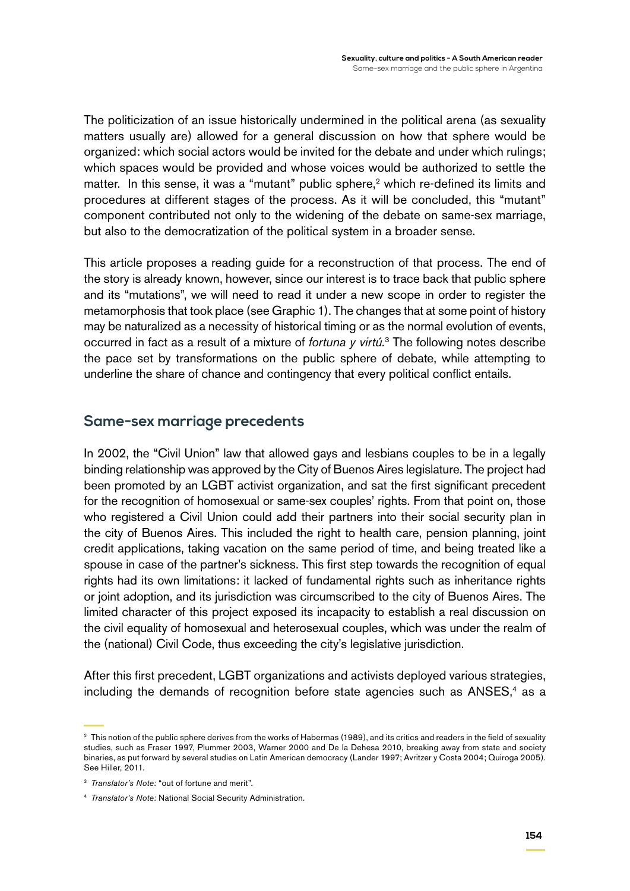The politicization of an issue historically undermined in the political arena (as sexuality matters usually are) allowed for a general discussion on how that sphere would be organized: which social actors would be invited for the debate and under which rulings; which spaces would be provided and whose voices would be authorized to settle the matter. In this sense, it was a "mutant" public sphere,[2] which re-defined its limits and procedures at different stages of the process. As it will be concluded, this "mutant" component contributed not only to the widening of the debate on same-sex marriage, but also to the democratization of the political system in a broader sense.

This article proposes a reading guide for a reconstruction of that process. The end of the story is already known, however, since our interest is to trace back that public sphere and its "mutations", we will need to read it under a new scope in order to register the metamorphosis that took place (see Graphic 1). The changes that at some point of history may be naturalized as a necessity of historical timing or as the normal evolution of events, occurred in fact as a result of a mixture of *fortuna y virtú.*[3] The following notes describe the pace set by transformations on the public sphere of debate, while attempting to underline the share of chance and contingency that every political conflict entails.

## Same-sex marriage precedents

In 2002, the "Civil Union" law that allowed gays and lesbians couples to be in a legally binding relationship was approved by the City of Buenos Aires legislature. The project had been promoted by an LGBT activist organization, and sat the first significant precedent for the recognition of homosexual or same-sex couples' rights. From that point on, those who registered a Civil Union could add their partners into their social security plan in the city of Buenos Aires. This included the right to health care, pension planning, joint credit applications, taking vacation on the same period of time, and being treated like a spouse in case of the partner's sickness. This first step towards the recognition of equal rights had its own limitations: it lacked of fundamental rights such as inheritance rights or joint adoption, and its jurisdiction was circumscribed to the city of Buenos Aires. The limited character of this project exposed its incapacity to establish a real discussion on the civil equality of homosexual and heterosexual couples, which was under the realm of the (national) Civil Code, thus exceeding the city's legislative jurisdiction.

After this first precedent, LGBT organizations and activists deployed various strategies, including the demands of recognition before state agencies such as ANSES,[4] as a

---

[2] This notion of the public sphere derives from the works of Habermas (1989), and its critics and readers in the field of sexuality studies, such as Fraser 1997, Plummer 2003, Warner 2000 and De la Dehesa 2010, breaking away from state and society binaries, as put forward by several studies on Latin American democracy (Lander 1997; Avritzer y Costa 2004; Quiroga 2005). See Hiller, 2011.

[3] *Translator's Note:* "out of fortune and merit".

[4] *Translator's Note:* National Social Security Administration.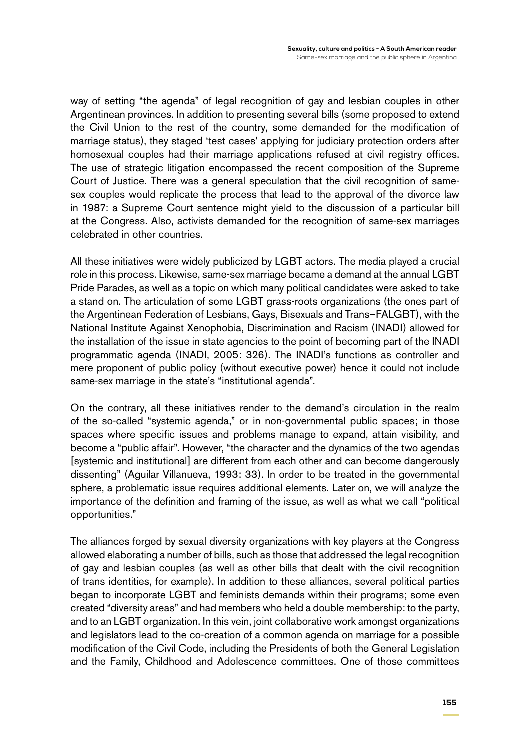way of setting "the agenda" of legal recognition of gay and lesbian couples in other Argentinean provinces. In addition to presenting several bills (some proposed to extend the Civil Union to the rest of the country, some demanded for the modification of marriage status), they staged 'test cases' applying for judiciary protection orders after homosexual couples had their marriage applications refused at civil registry offices. The use of strategic litigation encompassed the recent composition of the Supreme Court of Justice. There was a general speculation that the civil recognition of same-sex couples would replicate the process that lead to the approval of the divorce law in 1987: a Supreme Court sentence might yield to the discussion of a particular bill at the Congress. Also, activists demanded for the recognition of same-sex marriages celebrated in other countries.

All these initiatives were widely publicized by LGBT actors. The media played a crucial role in this process. Likewise, same-sex marriage became a demand at the annual LGBT Pride Parades, as well as a topic on which many political candidates were asked to take a stand on. The articulation of some LGBT grass-roots organizations (the ones part of the Argentinean Federation of Lesbians, Gays, Bisexuals and Trans–FALGBT), with the National Institute Against Xenophobia, Discrimination and Racism (INADI) allowed for the installation of the issue in state agencies to the point of becoming part of the INADI programmatic agenda (INADI, 2005: 326). The INADI's functions as controller and mere proponent of public policy (without executive power) hence it could not include same-sex marriage in the state's "institutional agenda".

On the contrary, all these initiatives render to the demand's circulation in the realm of the so-called "systemic agenda," or in non-governmental public spaces; in those spaces where specific issues and problems manage to expand, attain visibility, and become a "public affair". However, "the character and the dynamics of the two agendas [systemic and institutional] are different from each other and can become dangerously dissenting" (Aguilar Villanueva, 1993: 33). In order to be treated in the governmental sphere, a problematic issue requires additional elements. Later on, we will analyze the importance of the definition and framing of the issue, as well as what we call "political opportunities."

The alliances forged by sexual diversity organizations with key players at the Congress allowed elaborating a number of bills, such as those that addressed the legal recognition of gay and lesbian couples (as well as other bills that dealt with the civil recognition of trans identities, for example). In addition to these alliances, several political parties began to incorporate LGBT and feminists demands within their programs; some even created "diversity areas" and had members who held a double membership: to the party, and to an LGBT organization. In this vein, joint collaborative work amongst organizations and legislators lead to the co-creation of a common agenda on marriage for a possible modification of the Civil Code, including the Presidents of both the General Legislation and the Family, Childhood and Adolescence committees. One of those committees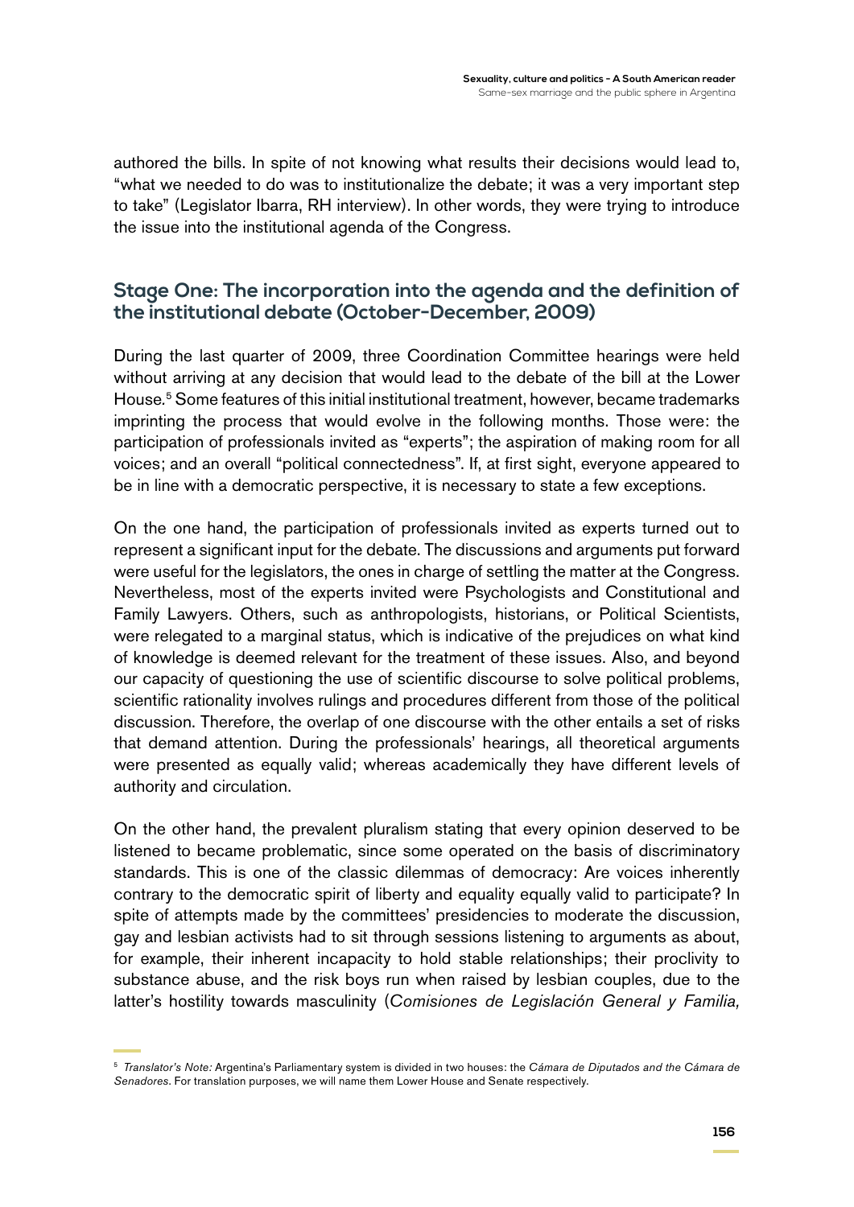authored the bills. In spite of not knowing what results their decisions would lead to, "what we needed to do was to institutionalize the debate; it was a very important step to take" (Legislator Ibarra, RH interview). In other words, they were trying to introduce the issue into the institutional agenda of the Congress.

## Stage One: The incorporation into the agenda and the definition of the institutional debate (October-December, 2009)

During the last quarter of 2009, three Coordination Committee hearings were held without arriving at any decision that would lead to the debate of the bill at the Lower House.[5] Some features of this initial institutional treatment, however, became trademarks imprinting the process that would evolve in the following months. Those were: the participation of professionals invited as "experts"; the aspiration of making room for all voices; and an overall "political connectedness". If, at first sight, everyone appeared to be in line with a democratic perspective, it is necessary to state a few exceptions.

On the one hand, the participation of professionals invited as experts turned out to represent a significant input for the debate. The discussions and arguments put forward were useful for the legislators, the ones in charge of settling the matter at the Congress. Nevertheless, most of the experts invited were Psychologists and Constitutional and Family Lawyers. Others, such as anthropologists, historians, or Political Scientists, were relegated to a marginal status, which is indicative of the prejudices on what kind of knowledge is deemed relevant for the treatment of these issues. Also, and beyond our capacity of questioning the use of scientific discourse to solve political problems, scientific rationality involves rulings and procedures different from those of the political discussion. Therefore, the overlap of one discourse with the other entails a set of risks that demand attention. During the professionals' hearings, all theoretical arguments were presented as equally valid; whereas academically they have different levels of authority and circulation.

On the other hand, the prevalent pluralism stating that every opinion deserved to be listened to became problematic, since some operated on the basis of discriminatory standards. This is one of the classic dilemmas of democracy: Are voices inherently contrary to the democratic spirit of liberty and equality equally valid to participate? In spite of attempts made by the committees' presidencies to moderate the discussion, gay and lesbian activists had to sit through sessions listening to arguments as about, for example, their inherent incapacity to hold stable relationships; their proclivity to substance abuse, and the risk boys run when raised by lesbian couples, due to the latter's hostility towards masculinity (*Comisiones de Legislación General y Familia,*

---

[5] *Translator's Note:* Argentina's Parliamentary system is divided in two houses: the *Cámara de Diputados and the Cámara de Senadores*. For translation purposes, we will name them Lower House and Senate respectively.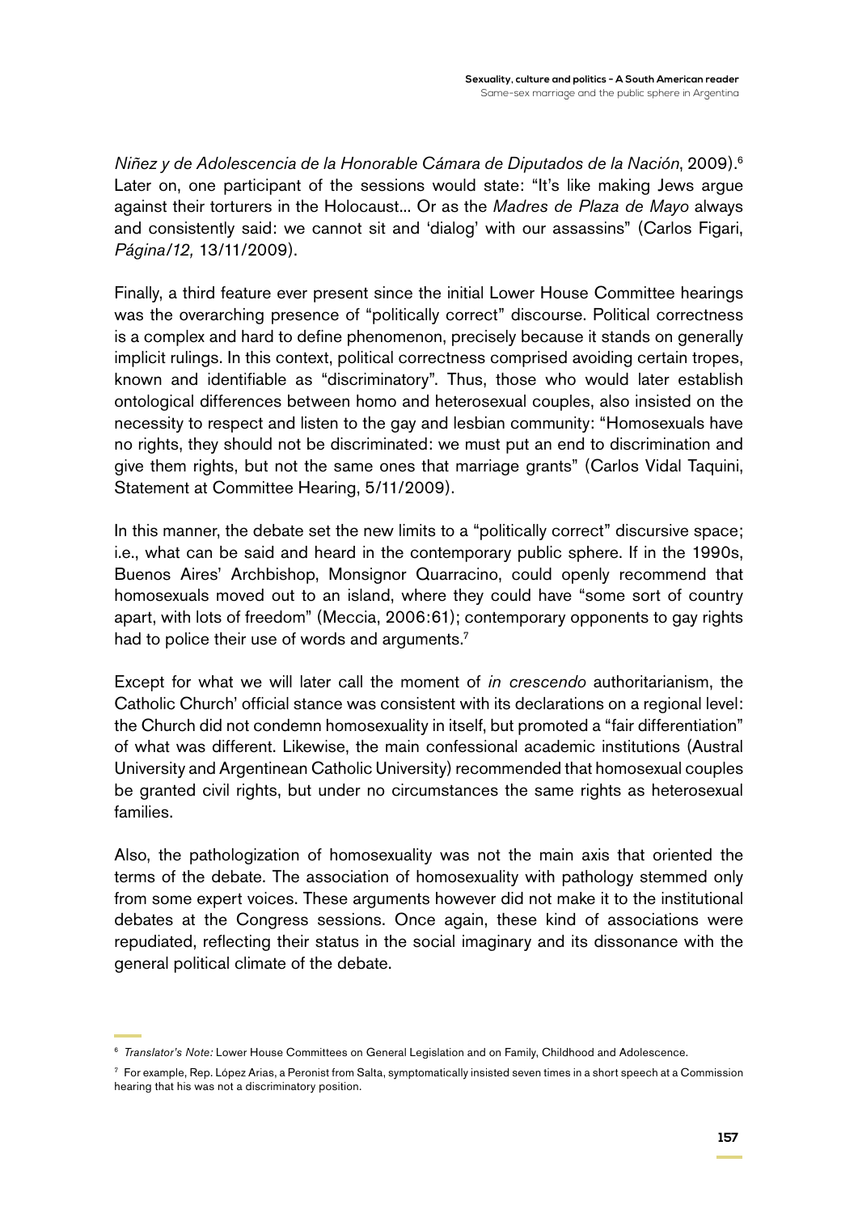*Niñez y de Adolescencia de la Honorable Cámara de Diputados de la Nación*, 2009).[6] Later on, one participant of the sessions would state: "It's like making Jews argue against their torturers in the Holocaust... Or as the *Madres de Plaza de Mayo* always and consistently said: we cannot sit and 'dialog' with our assassins" (Carlos Figari, *Página/12,* 13/11/2009).

Finally, a third feature ever present since the initial Lower House Committee hearings was the overarching presence of "politically correct" discourse. Political correctness is a complex and hard to define phenomenon, precisely because it stands on generally implicit rulings. In this context, political correctness comprised avoiding certain tropes, known and identifiable as "discriminatory". Thus, those who would later establish ontological differences between homo and heterosexual couples, also insisted on the necessity to respect and listen to the gay and lesbian community: "Homosexuals have no rights, they should not be discriminated: we must put an end to discrimination and give them rights, but not the same ones that marriage grants" (Carlos Vidal Taquini, Statement at Committee Hearing, 5/11/2009).

In this manner, the debate set the new limits to a "politically correct" discursive space; i.e., what can be said and heard in the contemporary public sphere. If in the 1990s, Buenos Aires' Archbishop, Monsignor Quarracino, could openly recommend that homosexuals moved out to an island, where they could have "some sort of country apart, with lots of freedom" (Meccia, 2006:61); contemporary opponents to gay rights had to police their use of words and arguments.[7]

Except for what we will later call the moment of *in crescendo* authoritarianism, the Catholic Church' official stance was consistent with its declarations on a regional level: the Church did not condemn homosexuality in itself, but promoted a "fair differentiation" of what was different. Likewise, the main confessional academic institutions (Austral University and Argentinean Catholic University) recommended that homosexual couples be granted civil rights, but under no circumstances the same rights as heterosexual families.

Also, the pathologization of homosexuality was not the main axis that oriented the terms of the debate. The association of homosexuality with pathology stemmed only from some expert voices. These arguments however did not make it to the institutional debates at the Congress sessions. Once again, these kind of associations were repudiated, reflecting their status in the social imaginary and its dissonance with the general political climate of the debate.

---

[6] *Translator's Note:* Lower House Committees on General Legislation and on Family, Childhood and Adolescence.

[7] For example, Rep. López Arias, a Peronist from Salta, symptomatically insisted seven times in a short speech at a Commission hearing that his was not a discriminatory position.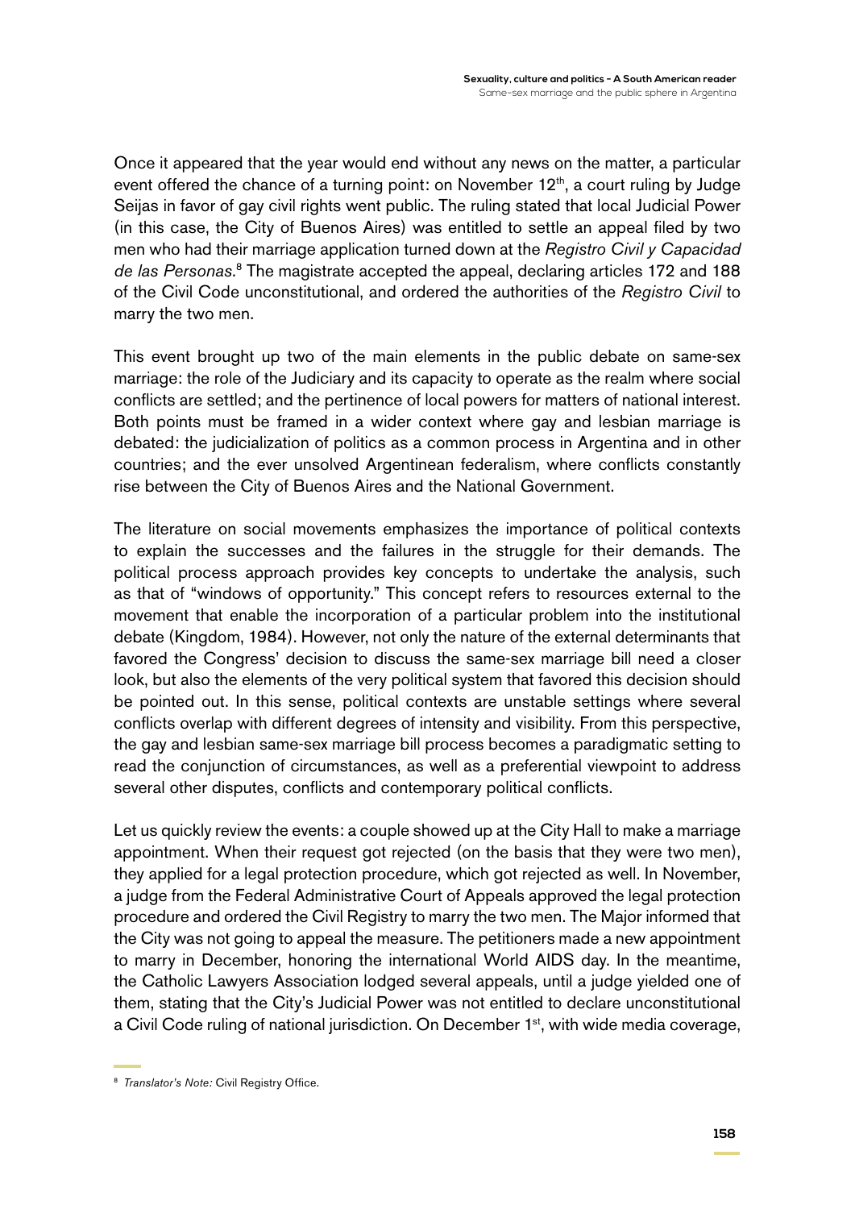Once it appeared that the year would end without any news on the matter, a particular event offered the chance of a turning point: on November 12th, a court ruling by Judge Seijas in favor of gay civil rights went public. The ruling stated that local Judicial Power (in this case, the City of Buenos Aires) was entitled to settle an appeal filed by two men who had their marriage application turned down at the *Registro Civil y Capacidad de las Personas*.[8] The magistrate accepted the appeal, declaring articles 172 and 188 of the Civil Code unconstitutional, and ordered the authorities of the *Registro Civil* to marry the two men.

This event brought up two of the main elements in the public debate on same-sex marriage: the role of the Judiciary and its capacity to operate as the realm where social conflicts are settled; and the pertinence of local powers for matters of national interest. Both points must be framed in a wider context where gay and lesbian marriage is debated: the judicialization of politics as a common process in Argentina and in other countries; and the ever unsolved Argentinean federalism, where conflicts constantly rise between the City of Buenos Aires and the National Government.

The literature on social movements emphasizes the importance of political contexts to explain the successes and the failures in the struggle for their demands. The political process approach provides key concepts to undertake the analysis, such as that of "windows of opportunity." This concept refers to resources external to the movement that enable the incorporation of a particular problem into the institutional debate (Kingdom, 1984). However, not only the nature of the external determinants that favored the Congress' decision to discuss the same-sex marriage bill need a closer look, but also the elements of the very political system that favored this decision should be pointed out. In this sense, political contexts are unstable settings where several conflicts overlap with different degrees of intensity and visibility. From this perspective, the gay and lesbian same-sex marriage bill process becomes a paradigmatic setting to read the conjunction of circumstances, as well as a preferential viewpoint to address several other disputes, conflicts and contemporary political conflicts.

Let us quickly review the events: a couple showed up at the City Hall to make a marriage appointment. When their request got rejected (on the basis that they were two men), they applied for a legal protection procedure, which got rejected as well. In November, a judge from the Federal Administrative Court of Appeals approved the legal protection procedure and ordered the Civil Registry to marry the two men. The Major informed that the City was not going to appeal the measure. The petitioners made a new appointment to marry in December, honoring the international World AIDS day. In the meantime, the Catholic Lawyers Association lodged several appeals, until a judge yielded one of them, stating that the City's Judicial Power was not entitled to declare unconstitutional a Civil Code ruling of national jurisdiction. On December 1st, with wide media coverage,

---

[8] *Translator's Note:* Civil Registry Office.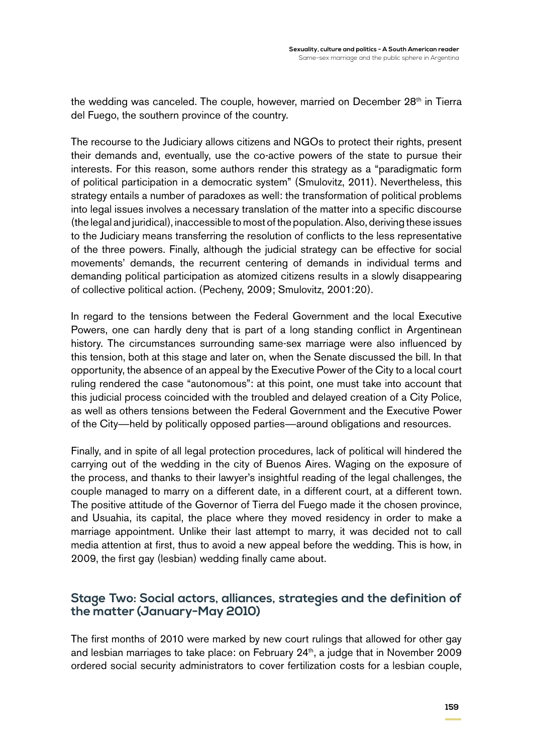the wedding was canceled. The couple, however, married on December 28th in Tierra del Fuego, the southern province of the country.

The recourse to the Judiciary allows citizens and NGOs to protect their rights, present their demands and, eventually, use the co-active powers of the state to pursue their interests. For this reason, some authors render this strategy as a "paradigmatic form of political participation in a democratic system" (Smulovitz, 2011). Nevertheless, this strategy entails a number of paradoxes as well: the transformation of political problems into legal issues involves a necessary translation of the matter into a specific discourse (the legal and juridical), inaccessible to most of the population. Also, deriving these issues to the Judiciary means transferring the resolution of conflicts to the less representative of the three powers. Finally, although the judicial strategy can be effective for social movements' demands, the recurrent centering of demands in individual terms and demanding political participation as atomized citizens results in a slowly disappearing of collective political action. (Pecheny, 2009; Smulovitz, 2001:20).

In regard to the tensions between the Federal Government and the local Executive Powers, one can hardly deny that is part of a long standing conflict in Argentinean history. The circumstances surrounding same-sex marriage were also influenced by this tension, both at this stage and later on, when the Senate discussed the bill. In that opportunity, the absence of an appeal by the Executive Power of the City to a local court ruling rendered the case "autonomous": at this point, one must take into account that this judicial process coincided with the troubled and delayed creation of a City Police, as well as others tensions between the Federal Government and the Executive Power of the City—held by politically opposed parties—around obligations and resources.

Finally, and in spite of all legal protection procedures, lack of political will hindered the carrying out of the wedding in the city of Buenos Aires. Waging on the exposure of the process, and thanks to their lawyer's insightful reading of the legal challenges, the couple managed to marry on a different date, in a different court, at a different town. The positive attitude of the Governor of Tierra del Fuego made it the chosen province, and Usuahia, its capital, the place where they moved residency in order to make a marriage appointment. Unlike their last attempt to marry, it was decided not to call media attention at first, thus to avoid a new appeal before the wedding. This is how, in 2009, the first gay (lesbian) wedding finally came about.

## Stage Two: Social actors, alliances, strategies and the definition of the matter (January-May 2010)

The first months of 2010 were marked by new court rulings that allowed for other gay and lesbian marriages to take place: on February 24th, a judge that in November 2009 ordered social security administrators to cover fertilization costs for a lesbian couple,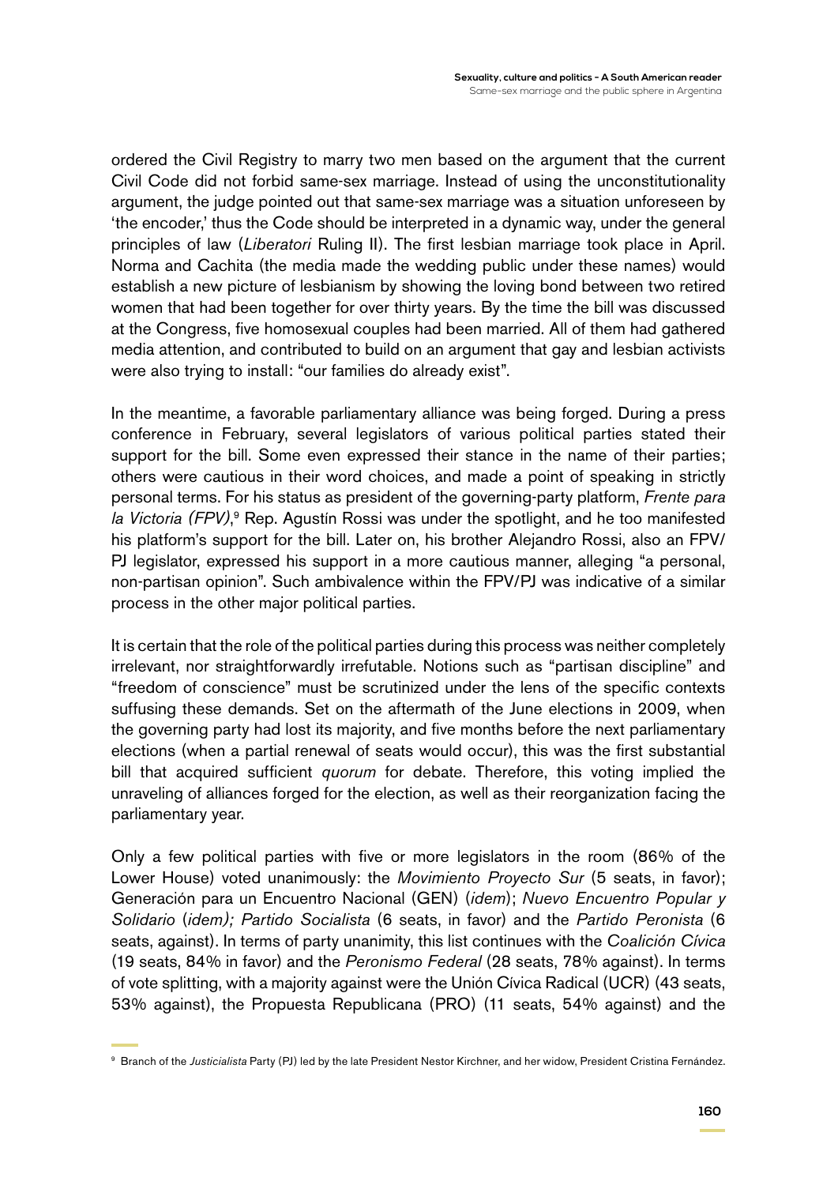ordered the Civil Registry to marry two men based on the argument that the current Civil Code did not forbid same-sex marriage. Instead of using the unconstitutionality argument, the judge pointed out that same-sex marriage was a situation unforeseen by 'the encoder,' thus the Code should be interpreted in a dynamic way, under the general principles of law (*Liberatori* Ruling II). The first lesbian marriage took place in April. Norma and Cachita (the media made the wedding public under these names) would establish a new picture of lesbianism by showing the loving bond between two retired women that had been together for over thirty years. By the time the bill was discussed at the Congress, five homosexual couples had been married. All of them had gathered media attention, and contributed to build on an argument that gay and lesbian activists were also trying to install: "our families do already exist".

In the meantime, a favorable parliamentary alliance was being forged. During a press conference in February, several legislators of various political parties stated their support for the bill. Some even expressed their stance in the name of their parties; others were cautious in their word choices, and made a point of speaking in strictly personal terms. For his status as president of the governing-party platform, *Frente para la Victoria (FPV)*,[9] Rep. Agustín Rossi was under the spotlight, and he too manifested his platform's support for the bill. Later on, his brother Alejandro Rossi, also an FPV/PJ legislator, expressed his support in a more cautious manner, alleging "a personal, non-partisan opinion". Such ambivalence within the FPV/PJ was indicative of a similar process in the other major political parties.

It is certain that the role of the political parties during this process was neither completely irrelevant, nor straightforwardly irrefutable. Notions such as "partisan discipline" and "freedom of conscience" must be scrutinized under the lens of the specific contexts suffusing these demands. Set on the aftermath of the June elections in 2009, when the governing party had lost its majority, and five months before the next parliamentary elections (when a partial renewal of seats would occur), this was the first substantial bill that acquired sufficient *quorum* for debate. Therefore, this voting implied the unraveling of alliances forged for the election, as well as their reorganization facing the parliamentary year.

Only a few political parties with five or more legislators in the room (86% of the Lower House) voted unanimously: the *Movimiento Proyecto Sur* (5 seats, in favor); Generación para un Encuentro Nacional (GEN) (*idem*); *Nuevo Encuentro Popular y Solidario* (*idem); Partido Socialista* (6 seats, in favor) and the *Partido Peronista* (6 seats, against). In terms of party unanimity, this list continues with the *Coalición Cívica* (19 seats, 84% in favor) and the *Peronismo Federal* (28 seats, 78% against). In terms of vote splitting, with a majority against were the Unión Cívica Radical (UCR) (43 seats, 53% against), the Propuesta Republicana (PRO) (11 seats, 54% against) and the

[9] Branch of the *Justicialista* Party (PJ) led by the late President Nestor Kirchner, and her widow, President Cristina Fernández.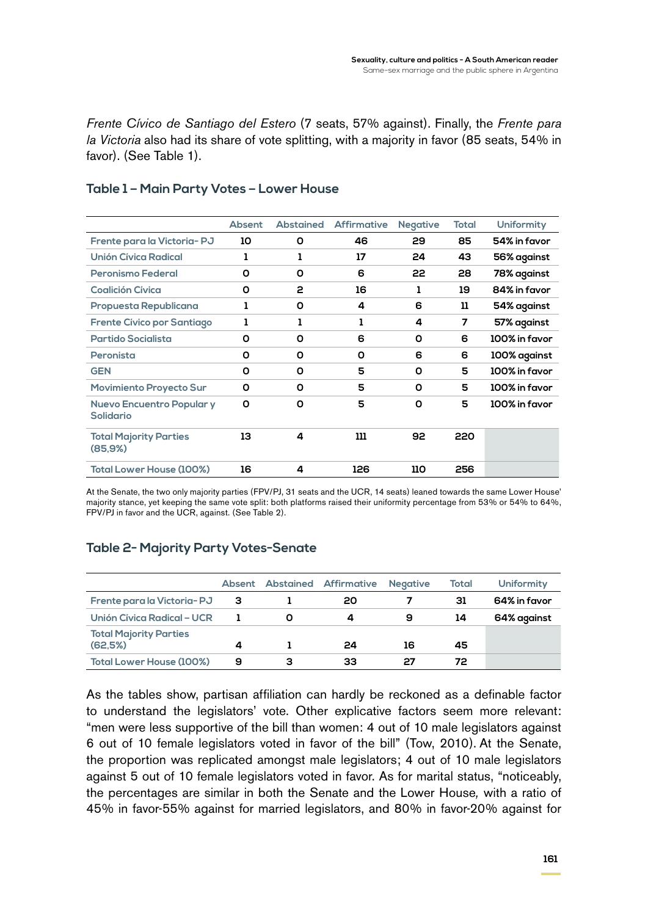*Frente Cívico de Santiago del Estero* (7 seats, 57% against). Finally, the *Frente para la Victoria* also had its share of vote splitting, with a majority in favor (85 seats, 54% in favor). (See Table 1).

### Table 1 – Main Party Votes – Lower House

| | Absent | Abstained | Affirmative | Negative | Total | Uniformity |
|---|---|---|---|---|---|---|
| Frente para la Victoria- PJ | 10 | 0 | 46 | 29 | 85 | 54% in favor |
| Unión Cívica Radical | 1 | 1 | 17 | 24 | 43 | 56% against |
| Peronismo Federal | 0 | 0 | 6 | 22 | 28 | 78% against |
| Coalición Cívica | 0 | 2 | 16 | 1 | 19 | 84% in favor |
| Propuesta Republicana | 1 | 0 | 4 | 6 | 11 | 54% against |
| Frente Cívico por Santiago | 1 | 1 | 1 | 4 | 7 | 57% against |
| Partido Socialista | 0 | 0 | 6 | 0 | 6 | 100% in favor |
| Peronista | 0 | 0 | 0 | 6 | 6 | 100% against |
| GEN | 0 | 0 | 5 | 0 | 5 | 100% in favor |
| Movimiento Proyecto Sur | 0 | 0 | 5 | 0 | 5 | 100% in favor |
| Nuevo Encuentro Popular y Solidario | 0 | 0 | 5 | 0 | 5 | 100% in favor |
| Total Majority Parties (85,9%) | 13 | 4 | 111 | 92 | 220 | |
| Total Lower House (100%) | 16 | 4 | 126 | 110 | 256 | |

At the Senate, the two only majority parties (FPV/PJ, 31 seats and the UCR, 14 seats) leaned towards the same Lower House' majority stance, yet keeping the same vote split: both platforms raised their uniformity percentage from 53% or 54% to 64%, FPV/PJ in favor and the UCR, against. (See Table 2).

### Table 2- Majority Party Votes-Senate

| | Absent | Abstained | Affirmative | Negative | Total | Uniformity |
|---|---|---|---|---|---|---|
| Frente para la Victoria- PJ | 3 | 1 | 20 | 7 | 31 | 64% in favor |
| Unión Cívica Radical – UCR | 1 | 0 | 4 | 9 | 14 | 64% against |
| Total Majority Parties (62,5%) | 4 | 1 | 24 | 16 | 45 | |
| Total Lower House (100%) | 9 | 3 | 33 | 27 | 72 | |

As the tables show, partisan affiliation can hardly be reckoned as a definable factor to understand the legislators' vote. Other explicative factors seem more relevant: "men were less supportive of the bill than women: 4 out of 10 male legislators against 6 out of 10 female legislators voted in favor of the bill" (Tow, 2010). At the Senate, the proportion was replicated amongst male legislators; 4 out of 10 male legislators against 5 out of 10 female legislators voted in favor. As for marital status, "noticeably, the percentages are similar in both the Senate and the Lower House, with a ratio of 45% in favor-55% against for married legislators, and 80% in favor-20% against for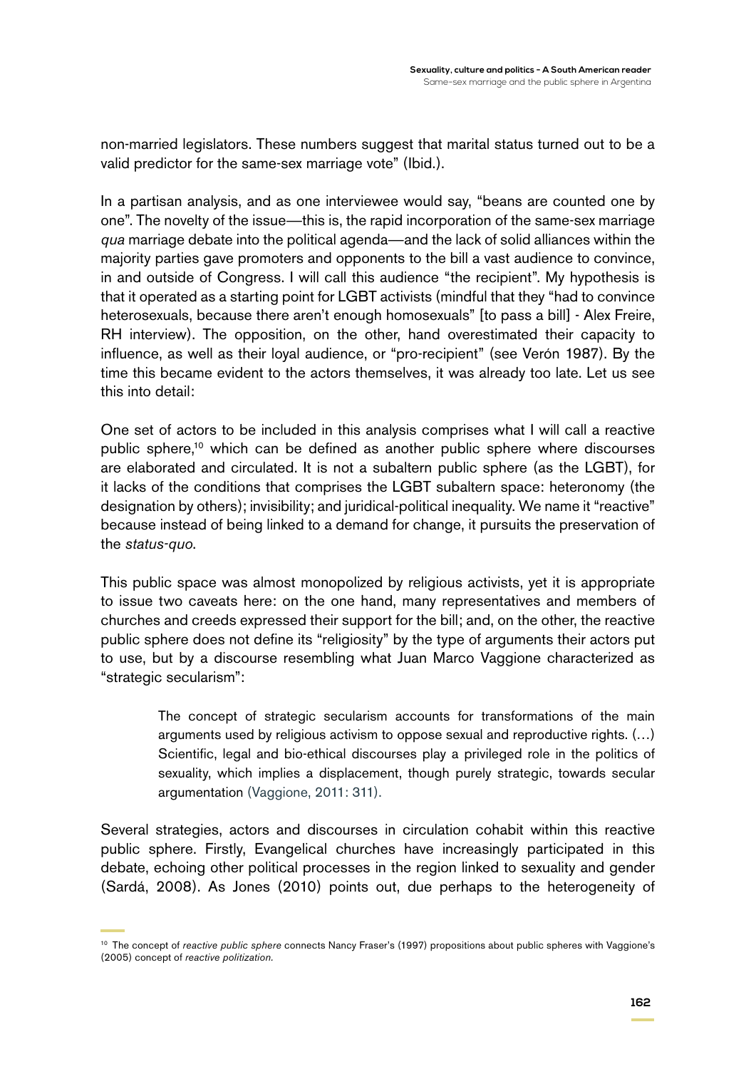non-married legislators. These numbers suggest that marital status turned out to be a valid predictor for the same-sex marriage vote" (Ibid.).

In a partisan analysis, and as one interviewee would say, "beans are counted one by one". The novelty of the issue—this is, the rapid incorporation of the same-sex marriage *qua* marriage debate into the political agenda—and the lack of solid alliances within the majority parties gave promoters and opponents to the bill a vast audience to convince, in and outside of Congress. I will call this audience "the recipient". My hypothesis is that it operated as a starting point for LGBT activists (mindful that they "had to convince heterosexuals, because there aren't enough homosexuals" [to pass a bill] - Alex Freire, RH interview). The opposition, on the other, hand overestimated their capacity to influence, as well as their loyal audience, or "pro-recipient" (see Verón 1987). By the time this became evident to the actors themselves, it was already too late. Let us see this into detail:

One set of actors to be included in this analysis comprises what I will call a reactive public sphere,[10] which can be defined as another public sphere where discourses are elaborated and circulated. It is not a subaltern public sphere (as the LGBT), for it lacks of the conditions that comprises the LGBT subaltern space: heteronomy (the designation by others); invisibility; and juridical-political inequality. We name it "reactive" because instead of being linked to a demand for change, it pursuits the preservation of the *status-quo*.

This public space was almost monopolized by religious activists, yet it is appropriate to issue two caveats here: on the one hand, many representatives and members of churches and creeds expressed their support for the bill; and, on the other, the reactive public sphere does not define its "religiosity" by the type of arguments their actors put to use, but by a discourse resembling what Juan Marco Vaggione characterized as "strategic secularism":

> The concept of strategic secularism accounts for transformations of the main arguments used by religious activism to oppose sexual and reproductive rights. (…) Scientific, legal and bio-ethical discourses play a privileged role in the politics of sexuality, which implies a displacement, though purely strategic, towards secular argumentation (Vaggione, 2011: 311).

Several strategies, actors and discourses in circulation cohabit within this reactive public sphere. Firstly, Evangelical churches have increasingly participated in this debate, echoing other political processes in the region linked to sexuality and gender (Sardá, 2008). As Jones (2010) points out, due perhaps to the heterogeneity of

---

[10] The concept of *reactive public sphere* connects Nancy Fraser's (1997) propositions about public spheres with Vaggione's (2005) concept of *reactive politization.*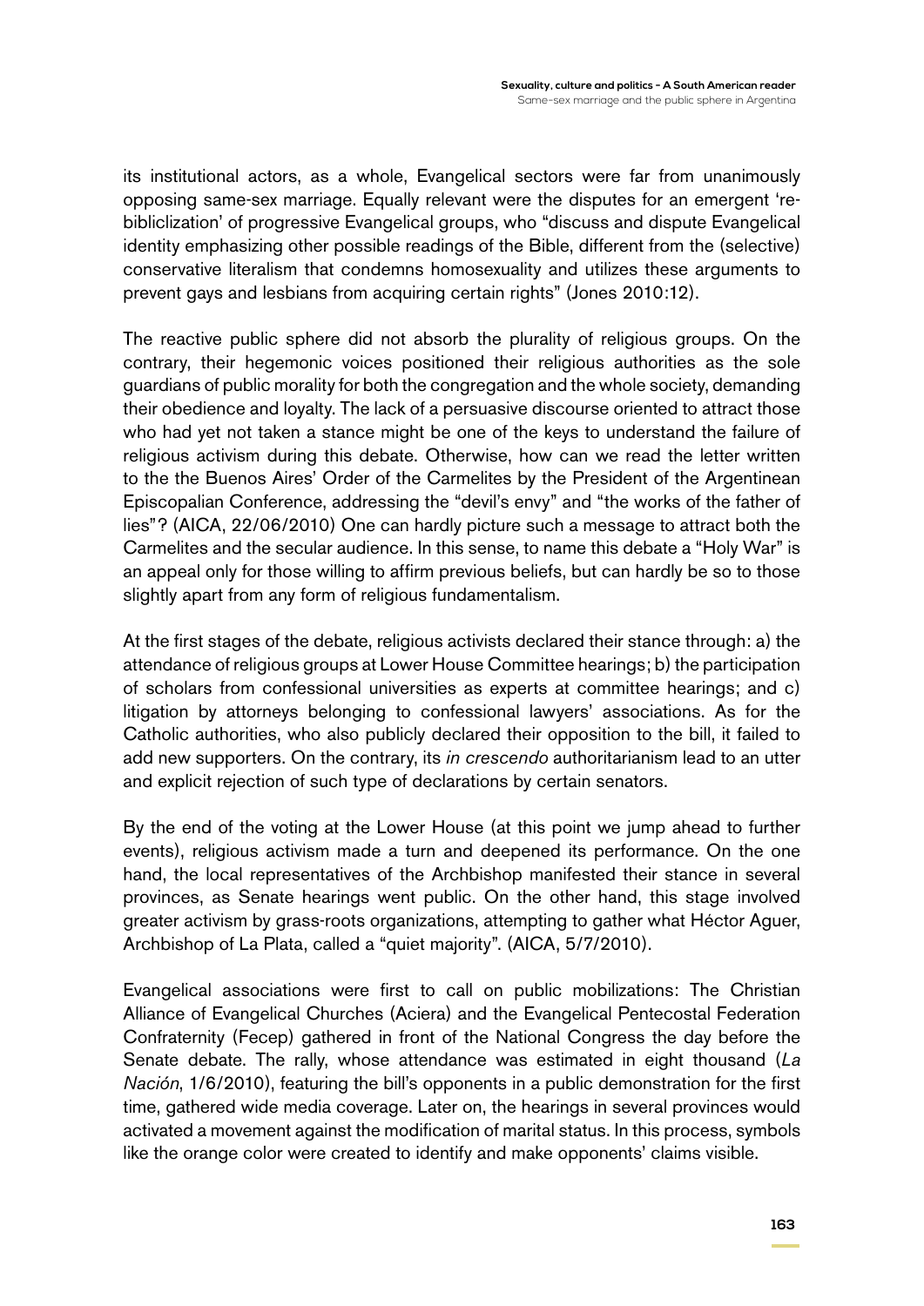its institutional actors, as a whole, Evangelical sectors were far from unanimously opposing same-sex marriage. Equally relevant were the disputes for an emergent 're-bibliclization' of progressive Evangelical groups, who "discuss and dispute Evangelical identity emphasizing other possible readings of the Bible, different from the (selective) conservative literalism that condemns homosexuality and utilizes these arguments to prevent gays and lesbians from acquiring certain rights" (Jones 2010:12).

The reactive public sphere did not absorb the plurality of religious groups. On the contrary, their hegemonic voices positioned their religious authorities as the sole guardians of public morality for both the congregation and the whole society, demanding their obedience and loyalty. The lack of a persuasive discourse oriented to attract those who had yet not taken a stance might be one of the keys to understand the failure of religious activism during this debate. Otherwise, how can we read the letter written to the the Buenos Aires' Order of the Carmelites by the President of the Argentinean Episcopalian Conference, addressing the "devil's envy" and "the works of the father of lies"? (AICA, 22/06/2010) One can hardly picture such a message to attract both the Carmelites and the secular audience. In this sense, to name this debate a "Holy War" is an appeal only for those willing to affirm previous beliefs, but can hardly be so to those slightly apart from any form of religious fundamentalism.

At the first stages of the debate, religious activists declared their stance through: a) the attendance of religious groups at Lower House Committee hearings; b) the participation of scholars from confessional universities as experts at committee hearings; and c) litigation by attorneys belonging to confessional lawyers' associations. As for the Catholic authorities, who also publicly declared their opposition to the bill, it failed to add new supporters. On the contrary, its *in crescendo* authoritarianism lead to an utter and explicit rejection of such type of declarations by certain senators.

By the end of the voting at the Lower House (at this point we jump ahead to further events), religious activism made a turn and deepened its performance. On the one hand, the local representatives of the Archbishop manifested their stance in several provinces, as Senate hearings went public. On the other hand, this stage involved greater activism by grass-roots organizations, attempting to gather what Héctor Aguer, Archbishop of La Plata, called a "quiet majority". (AICA, 5/7/2010).

Evangelical associations were first to call on public mobilizations: The Christian Alliance of Evangelical Churches (Aciera) and the Evangelical Pentecostal Federation Confraternity (Fecep) gathered in front of the National Congress the day before the Senate debate. The rally, whose attendance was estimated in eight thousand (*La Nación*, 1/6/2010), featuring the bill's opponents in a public demonstration for the first time, gathered wide media coverage. Later on, the hearings in several provinces would activated a movement against the modification of marital status. In this process, symbols like the orange color were created to identify and make opponents' claims visible.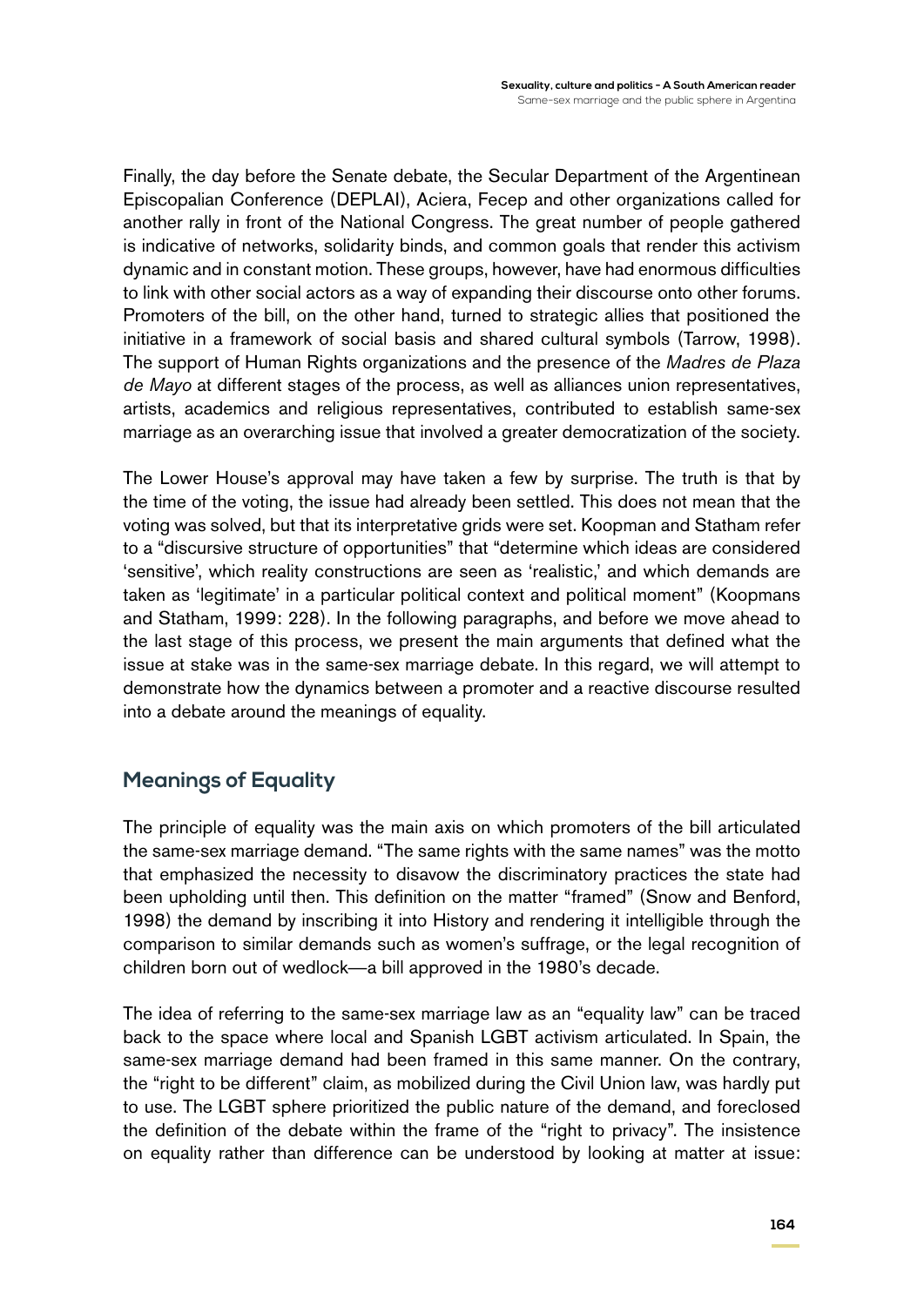Finally, the day before the Senate debate, the Secular Department of the Argentinean Episcopalian Conference (DEPLAI), Aciera, Fecep and other organizations called for another rally in front of the National Congress. The great number of people gathered is indicative of networks, solidarity binds, and common goals that render this activism dynamic and in constant motion. These groups, however, have had enormous difficulties to link with other social actors as a way of expanding their discourse onto other forums. Promoters of the bill, on the other hand, turned to strategic allies that positioned the initiative in a framework of social basis and shared cultural symbols (Tarrow, 1998). The support of Human Rights organizations and the presence of the *Madres de Plaza de Mayo* at different stages of the process, as well as alliances union representatives, artists, academics and religious representatives, contributed to establish same-sex marriage as an overarching issue that involved a greater democratization of the society.

The Lower House's approval may have taken a few by surprise. The truth is that by the time of the voting, the issue had already been settled. This does not mean that the voting was solved, but that its interpretative grids were set. Koopman and Statham refer to a "discursive structure of opportunities" that "determine which ideas are considered 'sensitive', which reality constructions are seen as 'realistic,' and which demands are taken as 'legitimate' in a particular political context and political moment" (Koopmans and Statham, 1999: 228). In the following paragraphs, and before we move ahead to the last stage of this process, we present the main arguments that defined what the issue at stake was in the same-sex marriage debate. In this regard, we will attempt to demonstrate how the dynamics between a promoter and a reactive discourse resulted into a debate around the meanings of equality.

## Meanings of Equality

The principle of equality was the main axis on which promoters of the bill articulated the same-sex marriage demand. "The same rights with the same names" was the motto that emphasized the necessity to disavow the discriminatory practices the state had been upholding until then. This definition on the matter "framed" (Snow and Benford, 1998) the demand by inscribing it into History and rendering it intelligible through the comparison to similar demands such as women's suffrage, or the legal recognition of children born out of wedlock—a bill approved in the 1980's decade.

The idea of referring to the same-sex marriage law as an "equality law" can be traced back to the space where local and Spanish LGBT activism articulated. In Spain, the same-sex marriage demand had been framed in this same manner. On the contrary, the "right to be different" claim, as mobilized during the Civil Union law, was hardly put to use. The LGBT sphere prioritized the public nature of the demand, and foreclosed the definition of the debate within the frame of the "right to privacy". The insistence on equality rather than difference can be understood by looking at matter at issue: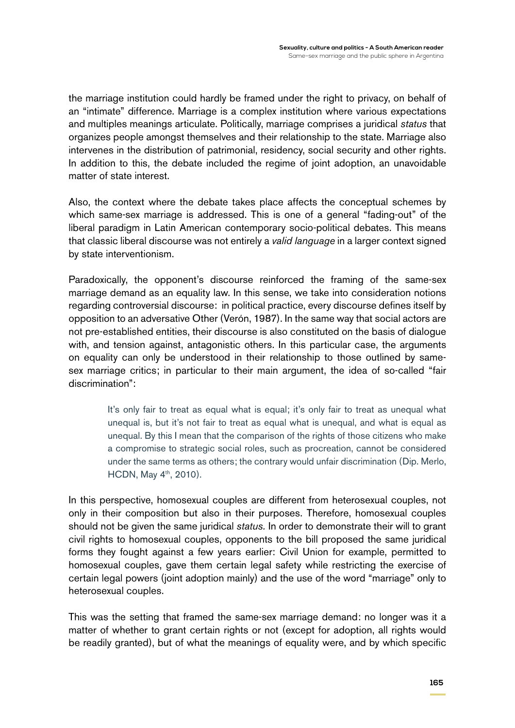the marriage institution could hardly be framed under the right to privacy, on behalf of an "intimate" difference. Marriage is a complex institution where various expectations and multiples meanings articulate. Politically, marriage comprises a juridical *status* that organizes people amongst themselves and their relationship to the state. Marriage also intervenes in the distribution of patrimonial, residency, social security and other rights. In addition to this, the debate included the regime of joint adoption, an unavoidable matter of state interest.

Also, the context where the debate takes place affects the conceptual schemes by which same-sex marriage is addressed. This is one of a general "fading-out" of the liberal paradigm in Latin American contemporary socio-political debates. This means that classic liberal discourse was not entirely a *valid language* in a larger context signed by state interventionism.

Paradoxically, the opponent's discourse reinforced the framing of the same-sex marriage demand as an equality law. In this sense, we take into consideration notions regarding controversial discourse: in political practice, every discourse defines itself by opposition to an adversative Other (Verón, 1987). In the same way that social actors are not pre-established entities, their discourse is also constituted on the basis of dialogue with, and tension against, antagonistic others. In this particular case, the arguments on equality can only be understood in their relationship to those outlined by same-sex marriage critics; in particular to their main argument, the idea of so-called "fair discrimination":

> It's only fair to treat as equal what is equal; it's only fair to treat as unequal what unequal is, but it's not fair to treat as equal what is unequal, and what is equal as unequal. By this I mean that the comparison of the rights of those citizens who make a compromise to strategic social roles, such as procreation, cannot be considered under the same terms as others; the contrary would unfair discrimination (Dip. Merlo, HCDN, May 4th, 2010).

In this perspective, homosexual couples are different from heterosexual couples, not only in their composition but also in their purposes. Therefore, homosexual couples should not be given the same juridical *status.* In order to demonstrate their will to grant civil rights to homosexual couples, opponents to the bill proposed the same juridical forms they fought against a few years earlier: Civil Union for example, permitted to homosexual couples, gave them certain legal safety while restricting the exercise of certain legal powers (joint adoption mainly) and the use of the word "marriage" only to heterosexual couples.

This was the setting that framed the same-sex marriage demand: no longer was it a matter of whether to grant certain rights or not (except for adoption, all rights would be readily granted), but of what the meanings of equality were, and by which specific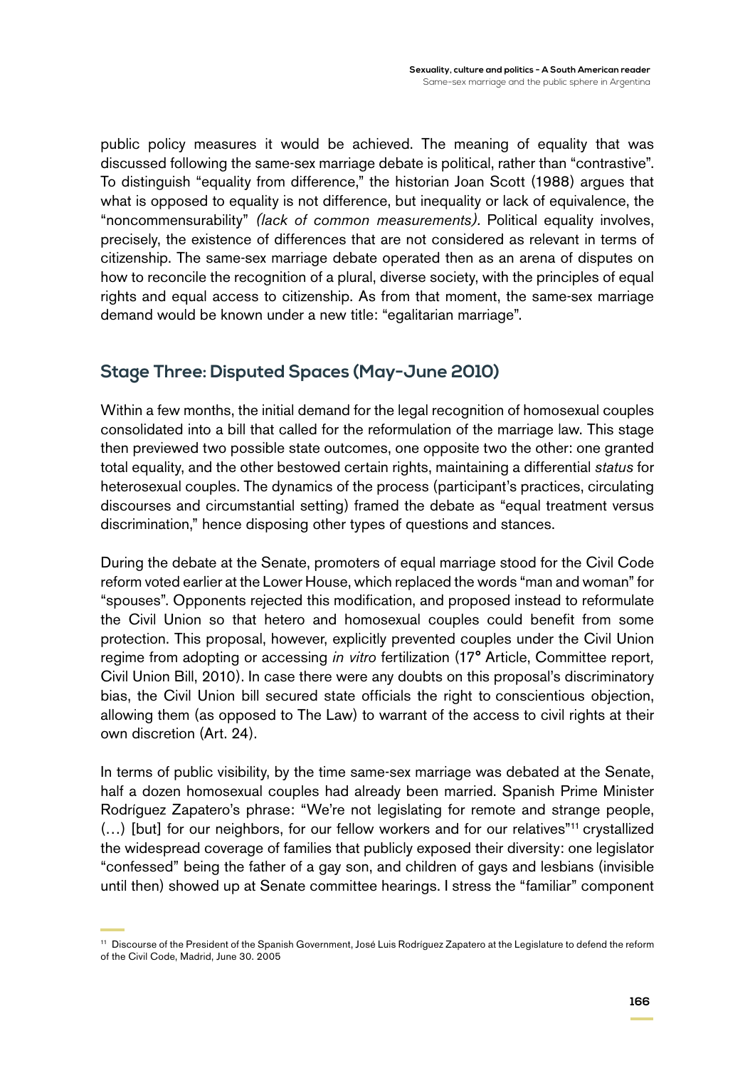public policy measures it would be achieved. The meaning of equality that was discussed following the same-sex marriage debate is political, rather than "contrastive". To distinguish "equality from difference," the historian Joan Scott (1988) argues that what is opposed to equality is not difference, but inequality or lack of equivalence, the "noncommensurability" *(lack of common measurements)*. Political equality involves, precisely, the existence of differences that are not considered as relevant in terms of citizenship. The same-sex marriage debate operated then as an arena of disputes on how to reconcile the recognition of a plural, diverse society, with the principles of equal rights and equal access to citizenship. As from that moment, the same-sex marriage demand would be known under a new title: "egalitarian marriage".

## Stage Three: Disputed Spaces (May-June 2010)

Within a few months, the initial demand for the legal recognition of homosexual couples consolidated into a bill that called for the reformulation of the marriage law. This stage then previewed two possible state outcomes, one opposite two the other: one granted total equality, and the other bestowed certain rights, maintaining a differential *status* for heterosexual couples. The dynamics of the process (participant's practices, circulating discourses and circumstantial setting) framed the debate as "equal treatment versus discrimination," hence disposing other types of questions and stances.

During the debate at the Senate, promoters of equal marriage stood for the Civil Code reform voted earlier at the Lower House, which replaced the words "man and woman" for "spouses". Opponents rejected this modification, and proposed instead to reformulate the Civil Union so that hetero and homosexual couples could benefit from some protection. This proposal, however, explicitly prevented couples under the Civil Union regime from adopting or accessing *in vitro* fertilization (17° Article, Committee report, Civil Union Bill, 2010). In case there were any doubts on this proposal's discriminatory bias, the Civil Union bill secured state officials the right to conscientious objection, allowing them (as opposed to The Law) to warrant of the access to civil rights at their own discretion (Art. 24).

In terms of public visibility, by the time same-sex marriage was debated at the Senate, half a dozen homosexual couples had already been married. Spanish Prime Minister Rodríguez Zapatero's phrase: "We're not legislating for remote and strange people, (…) [but] for our neighbors, for our fellow workers and for our relatives"[11] crystallized the widespread coverage of families that publicly exposed their diversity: one legislator "confessed" being the father of a gay son, and children of gays and lesbians (invisible until then) showed up at Senate committee hearings. I stress the "familiar" component

[11] Discourse of the President of the Spanish Government, José Luis Rodríguez Zapatero at the Legislature to defend the reform of the Civil Code, Madrid, June 30. 2005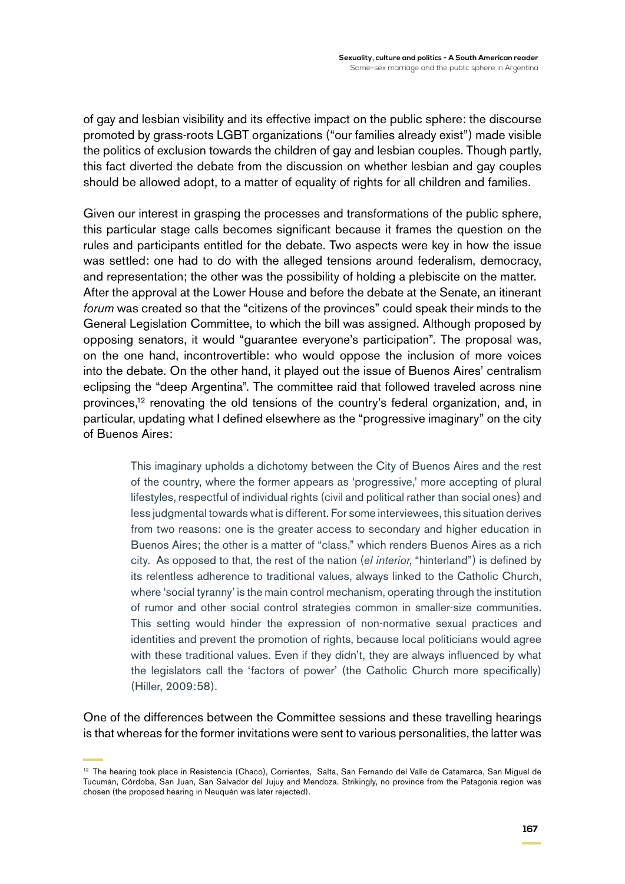of gay and lesbian visibility and its effective impact on the public sphere: the discourse promoted by grass-roots LGBT organizations ("our families already exist") made visible the politics of exclusion towards the children of gay and lesbian couples. Though partly, this fact diverted the debate from the discussion on whether lesbian and gay couples should be allowed adopt, to a matter of equality of rights for all children and families.

Given our interest in grasping the processes and transformations of the public sphere, this particular stage calls becomes significant because it frames the question on the rules and participants entitled for the debate. Two aspects were key in how the issue was settled: one had to do with the alleged tensions around federalism, democracy, and representation; the other was the possibility of holding a plebiscite on the matter. After the approval at the Lower House and before the debate at the Senate, an itinerant *forum* was created so that the "citizens of the provinces" could speak their minds to the General Legislation Committee, to which the bill was assigned. Although proposed by opposing senators, it would "guarantee everyone's participation". The proposal was, on the one hand, incontrovertible: who would oppose the inclusion of more voices into the debate. On the other hand, it played out the issue of Buenos Aires' centralism eclipsing the "deep Argentina". The committee raid that followed traveled across nine provinces,[12] renovating the old tensions of the country's federal organization, and, in particular, updating what I defined elsewhere as the "progressive imaginary" on the city of Buenos Aires:

> This imaginary upholds a dichotomy between the City of Buenos Aires and the rest of the country, where the former appears as 'progressive,' more accepting of plural lifestyles, respectful of individual rights (civil and political rather than social ones) and less judgmental towards what is different. For some interviewees, this situation derives from two reasons: one is the greater access to secondary and higher education in Buenos Aires; the other is a matter of "class," which renders Buenos Aires as a rich city. As opposed to that, the rest of the nation (*el interior*, "hinterland") is defined by its relentless adherence to traditional values, always linked to the Catholic Church, where 'social tyranny' is the main control mechanism, operating through the institution of rumor and other social control strategies common in smaller-size communities. This setting would hinder the expression of non-normative sexual practices and identities and prevent the promotion of rights, because local politicians would agree with these traditional values. Even if they didn't, they are always influenced by what the legislators call the 'factors of power' (the Catholic Church more specifically) (Hiller, 2009:58).

One of the differences between the Committee sessions and these travelling hearings is that whereas for the former invitations were sent to various personalities, the latter was

[12] The hearing took place in Resistencia (Chaco), Corrientes, Salta, San Fernando del Valle de Catamarca, San Miguel de Tucumán, Córdoba, San Juan, San Salvador del Jujuy and Mendoza. Strikingly, no province from the Patagonia region was chosen (the proposed hearing in Neuquén was later rejected).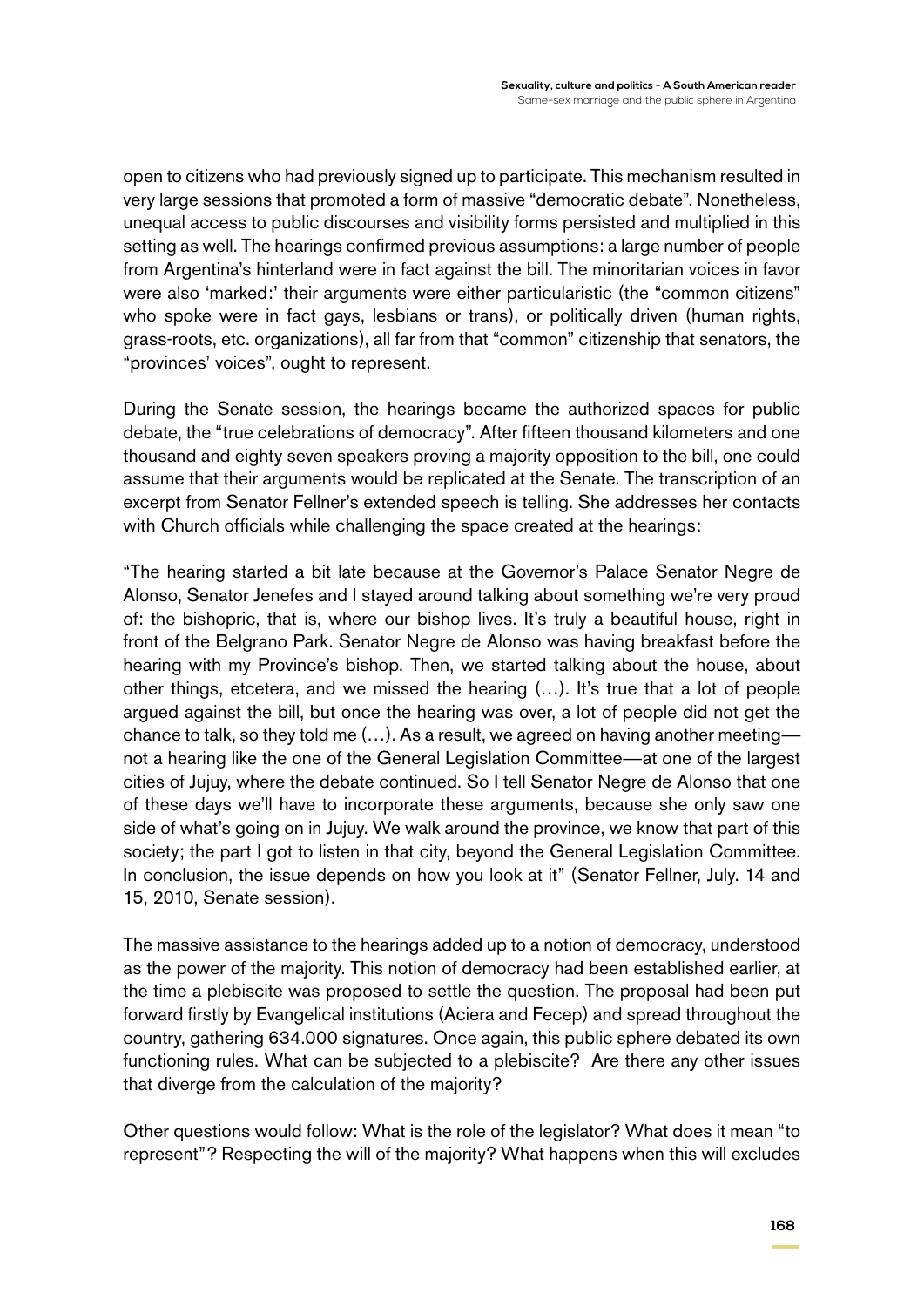open to citizens who had previously signed up to participate. This mechanism resulted in very large sessions that promoted a form of massive "democratic debate". Nonetheless, unequal access to public discourses and visibility forms persisted and multiplied in this setting as well. The hearings confirmed previous assumptions: a large number of people from Argentina's hinterland were in fact against the bill. The minoritarian voices in favor were also 'marked:' their arguments were either particularistic (the "common citizens" who spoke were in fact gays, lesbians or trans), or politically driven (human rights, grass-roots, etc. organizations), all far from that "common" citizenship that senators, the "provinces' voices", ought to represent.

During the Senate session, the hearings became the authorized spaces for public debate, the "true celebrations of democracy". After fifteen thousand kilometers and one thousand and eighty seven speakers proving a majority opposition to the bill, one could assume that their arguments would be replicated at the Senate. The transcription of an excerpt from Senator Fellner's extended speech is telling. She addresses her contacts with Church officials while challenging the space created at the hearings:

"The hearing started a bit late because at the Governor's Palace Senator Negre de Alonso, Senator Jenefes and I stayed around talking about something we're very proud of: the bishopric, that is, where our bishop lives. It's truly a beautiful house, right in front of the Belgrano Park. Senator Negre de Alonso was having breakfast before the hearing with my Province's bishop. Then, we started talking about the house, about other things, etcetera, and we missed the hearing (…). It's true that a lot of people argued against the bill, but once the hearing was over, a lot of people did not get the chance to talk, so they told me (…). As a result, we agreed on having another meeting—not a hearing like the one of the General Legislation Committee—at one of the largest cities of Jujuy, where the debate continued. So I tell Senator Negre de Alonso that one of these days we'll have to incorporate these arguments, because she only saw one side of what's going on in Jujuy. We walk around the province, we know that part of this society; the part I got to listen in that city, beyond the General Legislation Committee. In conclusion, the issue depends on how you look at it" (Senator Fellner, July. 14 and 15, 2010, Senate session).

The massive assistance to the hearings added up to a notion of democracy, understood as the power of the majority. This notion of democracy had been established earlier, at the time a plebiscite was proposed to settle the question. The proposal had been put forward firstly by Evangelical institutions (Aciera and Fecep) and spread throughout the country, gathering 634.000 signatures. Once again, this public sphere debated its own functioning rules. What can be subjected to a plebiscite? Are there any other issues that diverge from the calculation of the majority?

Other questions would follow: What is the role of the legislator? What does it mean "to represent"? Respecting the will of the majority? What happens when this will excludes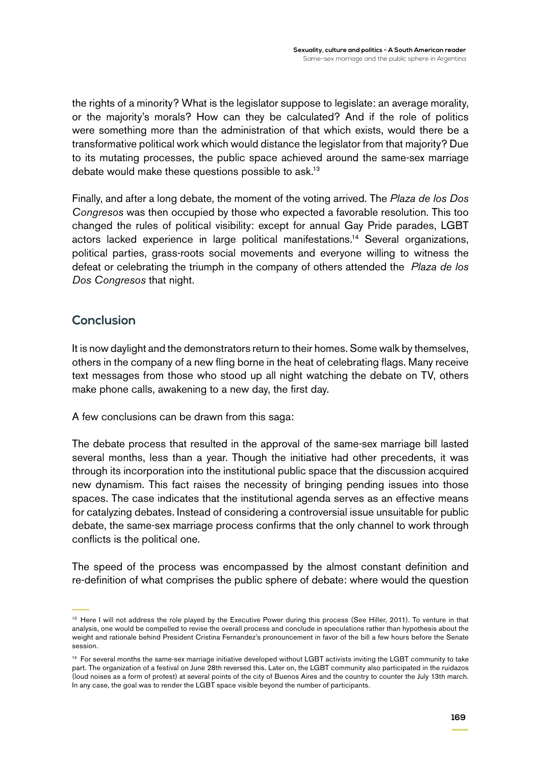the rights of a minority? What is the legislator suppose to legislate: an average morality, or the majority's morals? How can they be calculated? And if the role of politics were something more than the administration of that which exists, would there be a transformative political work which would distance the legislator from that majority? Due to its mutating processes, the public space achieved around the same-sex marriage debate would make these questions possible to ask.[13]

Finally, and after a long debate, the moment of the voting arrived. The *Plaza de los Dos Congresos* was then occupied by those who expected a favorable resolution. This too changed the rules of political visibility: except for annual Gay Pride parades, LGBT actors lacked experience in large political manifestations.[14] Several organizations, political parties, grass-roots social movements and everyone willing to witness the defeat or celebrating the triumph in the company of others attended the *Plaza de los Dos Congresos* that night.

## Conclusion

It is now daylight and the demonstrators return to their homes. Some walk by themselves, others in the company of a new fling borne in the heat of celebrating flags. Many receive text messages from those who stood up all night watching the debate on TV, others make phone calls, awakening to a new day, the first day.

A few conclusions can be drawn from this saga:

The debate process that resulted in the approval of the same-sex marriage bill lasted several months, less than a year. Though the initiative had other precedents, it was through its incorporation into the institutional public space that the discussion acquired new dynamism. This fact raises the necessity of bringing pending issues into those spaces. The case indicates that the institutional agenda serves as an effective means for catalyzing debates. Instead of considering a controversial issue unsuitable for public debate, the same-sex marriage process confirms that the only channel to work through conflicts is the political one.

The speed of the process was encompassed by the almost constant definition and re-definition of what comprises the public sphere of debate: where would the question

[13] Here I will not address the role played by the Executive Power during this process (See Hiller, 2011). To venture in that analysis, one would be compelled to revise the overall process and conclude in speculations rather than hypothesis about the weight and rationale behind President Cristina Fernandez's pronouncement in favor of the bill a few hours before the Senate session.

[14] For several months the same-sex marriage initiative developed without LGBT activists inviting the LGBT community to take part. The organization of a festival on June 28th reversed this. Later on, the LGBT community also participated in the ruidazos (loud noises as a form of protest) at several points of the city of Buenos Aires and the country to counter the July 13th march. In any case, the goal was to render the LGBT space visible beyond the number of participants.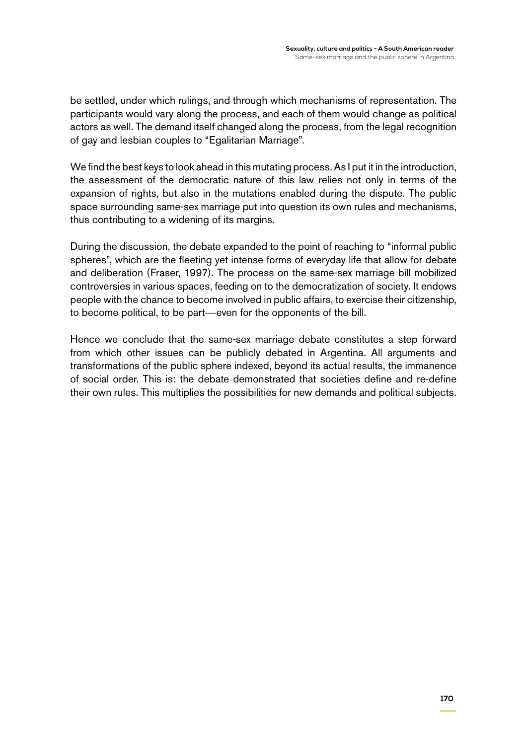be settled, under which rulings, and through which mechanisms of representation. The participants would vary along the process, and each of them would change as political actors as well. The demand itself changed along the process, from the legal recognition of gay and lesbian couples to "Egalitarian Marriage".

We find the best keys to look ahead in this mutating process. As I put it in the introduction, the assessment of the democratic nature of this law relies not only in terms of the expansion of rights, but also in the mutations enabled during the dispute. The public space surrounding same-sex marriage put into question its own rules and mechanisms, thus contributing to a widening of its margins.

During the discussion, the debate expanded to the point of reaching to "informal public spheres", which are the fleeting yet intense forms of everyday life that allow for debate and deliberation (Fraser, 1997). The process on the same-sex marriage bill mobilized controversies in various spaces, feeding on to the democratization of society. It endows people with the chance to become involved in public affairs, to exercise their citizenship, to become political, to be part—even for the opponents of the bill.

Hence we conclude that the same-sex marriage debate constitutes a step forward from which other issues can be publicly debated in Argentina. All arguments and transformations of the public sphere indexed, beyond its actual results, the immanence of social order. This is: the debate demonstrated that societies define and re-define their own rules. This multiplies the possibilities for new demands and political subjects.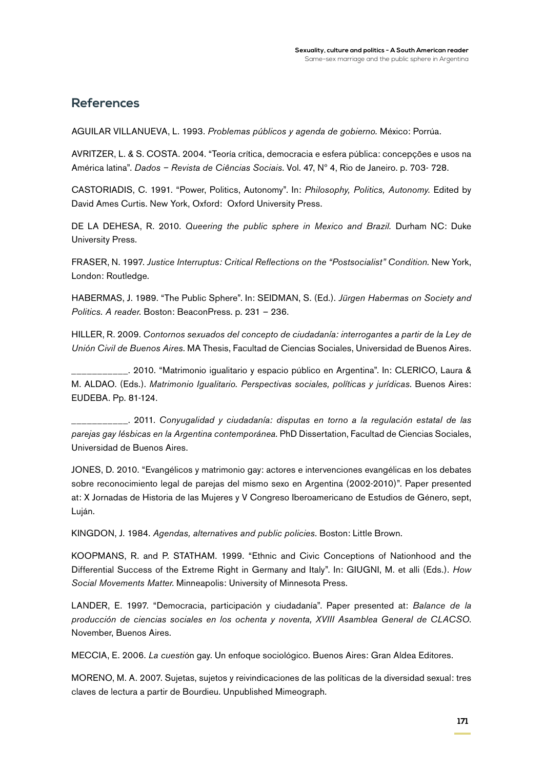## References

AGUILAR VILLANUEVA, L. 1993. *Problemas públicos y agenda de gobierno.* México: Porrúa.

AVRITZER, L. & S. COSTA. 2004. "Teoría crítica, democracia e esfera pública: concepções e usos na América latina". *Dados – Revista de Ciências Sociais.* Vol. 47, N° 4, Rio de Janeiro. p. 703- 728.

CASTORIADIS, C. 1991. "Power, Politics, Autonomy". In: *Philosophy, Politics, Autonomy.* Edited by David Ames Curtis. New York, Oxford: Oxford University Press.

DE LA DEHESA, R. 2010. *Queering the public sphere in Mexico and Brazil.* Durham NC: Duke University Press.

FRASER, N. 1997. *Justice Interruptus: Critical Reflections on the "Postsocialist" Condition.* New York, London: Routledge.

HABERMAS, J. 1989. "The Public Sphere". In: SEIDMAN, S. (Ed.). *Jürgen Habermas on Society and Politics. A reader.* Boston: BeaconPress. p. 231 – 236.

HILLER, R. 2009. *Contornos sexuados del concepto de ciudadanía: interrogantes a partir de la Ley de Unión Civil de Buenos Aires.* MA Thesis, Facultad de Ciencias Sociales, Universidad de Buenos Aires.

___________. 2010. "Matrimonio igualitario y espacio público en Argentina". In: CLERICO, Laura & M. ALDAO. (Eds.). *Matrimonio Igualitario. Perspectivas sociales, políticas y jurídicas.* Buenos Aires: EUDEBA. Pp. 81-124.

___________. 2011. *Conyugalidad y ciudadanía: disputas en torno a la regulación estatal de las parejas gay lésbicas en la Argentina contemporánea.* PhD Dissertation, Facultad de Ciencias Sociales, Universidad de Buenos Aires.

JONES, D. 2010. "Evangélicos y matrimonio gay: actores e intervenciones evangélicas en los debates sobre reconocimiento legal de parejas del mismo sexo en Argentina (2002-2010)". Paper presented at: X Jornadas de Historia de las Mujeres y V Congreso Iberoamericano de Estudios de Género, sept, Luján.

KINGDON, J. 1984. *Agendas, alternatives and public policies.* Boston: Little Brown.

KOOPMANS, R. and P. STATHAM. 1999. "Ethnic and Civic Conceptions of Nationhood and the Differential Success of the Extreme Right in Germany and Italy". In: GIUGNI, M. et alli (Eds.). *How Social Movements Matter.* Minneapolis: University of Minnesota Press.

LANDER, E. 1997. "Democracia, participación y ciudadanía". Paper presented at: *Balance de la producción de ciencias sociales en los ochenta y noventa, XVIII Asamblea General de CLACSO.* November, Buenos Aires.

MECCIA, E. 2006. *La cuesti*ón gay. Un enfoque sociológico. Buenos Aires: Gran Aldea Editores.

MORENO, M. A. 2007. Sujetas, sujetos y reivindicaciones de las políticas de la diversidad sexual: tres claves de lectura a partir de Bourdieu. Unpublished Mimeograph.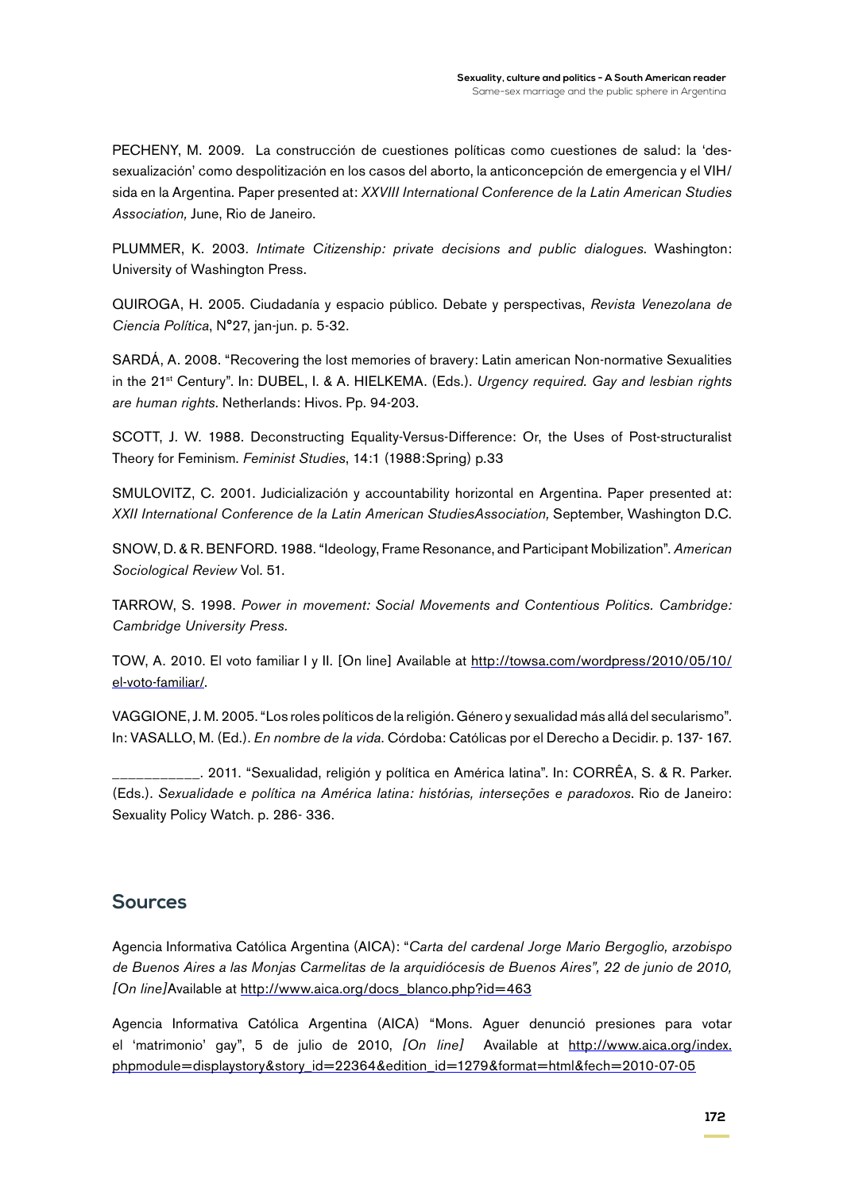PECHENY, M. 2009. La construcción de cuestiones políticas como cuestiones de salud: la 'des-sexualización' como despolitización en los casos del aborto, la anticoncepción de emergencia y el VIH/sida en la Argentina. Paper presented at: *XXVIII International Conference de la Latin American Studies Association,* June, Rio de Janeiro.

PLUMMER, K. 2003. *Intimate Citizenship: private decisions and public dialogues*. Washington: University of Washington Press.

QUIROGA, H. 2005. Ciudadanía y espacio público. Debate y perspectivas, *Revista Venezolana de Ciencia Política*, N°27, jan-jun. p. 5-32.

SARDÁ, A. 2008. "Recovering the lost memories of bravery: Latin american Non-normative Sexualities in the 21st Century". In: DUBEL, I. & A. HIELKEMA. (Eds.). *Urgency required. Gay and lesbian rights are human rights*. Netherlands: Hivos. Pp. 94-203.

SCOTT, J. W. 1988. Deconstructing Equality-Versus-Difference: Or, the Uses of Post-structuralist Theory for Feminism. *Feminist Studies*, 14:1 (1988:Spring) p.33

SMULOVITZ, C. 2001. Judicialización y accountability horizontal en Argentina. Paper presented at: *XXII International Conference de la Latin American StudiesAssociation,* September, Washington D.C.

SNOW, D. & R. BENFORD. 1988. "Ideology, Frame Resonance, and Participant Mobilization". *American Sociological Review* Vol. 51.

TARROW, S. 1998. *Power in movement: Social Movements and Contentious Politics. Cambridge: Cambridge University Press.*

TOW, A. 2010. El voto familiar I y II. [On line] Available at http://towsa.com/wordpress/2010/05/10/el-voto-familiar/.

VAGGIONE, J. M. 2005. "Los roles políticos de la religión. Género y sexualidad más allá del secularismo". In: VASALLO, M. (Ed.). *En nombre de la vida*. Córdoba: Católicas por el Derecho a Decidir. p. 137- 167.

__________. 2011. "Sexualidad, religión y política en América latina". In: CORRÊA, S. & R. Parker. (Eds.). *Sexualidade e política na América latina: histórias, interseções e paradoxos*. Rio de Janeiro: Sexuality Policy Watch. p. 286- 336.

## Sources

Agencia Informativa Católica Argentina (AICA): "*Carta del cardenal Jorge Mario Bergoglio, arzobispo de Buenos Aires a las Monjas Carmelitas de la arquidiócesis de Buenos Aires", 22 de junio de 2010, [On line]*Available at http://www.aica.org/docs_blanco.php?id=463

Agencia Informativa Católica Argentina (AICA) "Mons. Aguer denunció presiones para votar el 'matrimonio' gay", 5 de julio de 2010, *[On line]* Available at http://www.aica.org/index.phpmodule=displaystory&story_id=22364&edition_id=1279&format=html&fech=2010-07-05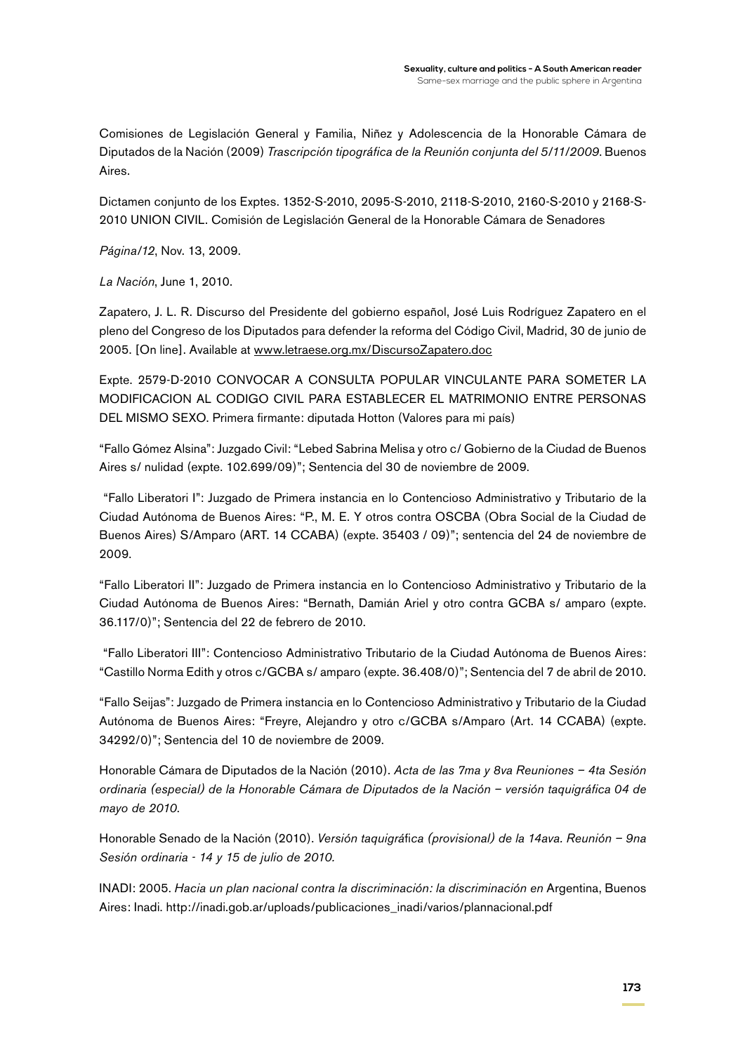Comisiones de Legislación General y Familia, Niñez y Adolescencia de la Honorable Cámara de Diputados de la Nación (2009) *Trascripción tipográfica de la Reunión conjunta del 5/11/2009*. Buenos Aires.

Dictamen conjunto de los Exptes. 1352-S-2010, 2095-S-2010, 2118-S-2010, 2160-S-2010 y 2168-S-2010 UNION CIVIL. Comisión de Legislación General de la Honorable Cámara de Senadores

*Página/12*, Nov. 13, 2009.

*La Nación*, June 1, 2010.

Zapatero, J. L. R. Discurso del Presidente del gobierno español, José Luis Rodríguez Zapatero en el pleno del Congreso de los Diputados para defender la reforma del Código Civil, Madrid, 30 de junio de 2005. [On line]. Available at www.letraese.org.mx/DiscursoZapatero.doc

Expte. 2579-D-2010 CONVOCAR A CONSULTA POPULAR VINCULANTE PARA SOMETER LA MODIFICACION AL CODIGO CIVIL PARA ESTABLECER EL MATRIMONIO ENTRE PERSONAS DEL MISMO SEXO. Primera firmante: diputada Hotton (Valores para mi país)

"Fallo Gómez Alsina": Juzgado Civil: "Lebed Sabrina Melisa y otro c/ Gobierno de la Ciudad de Buenos Aires s/ nulidad (expte. 102.699/09)"; Sentencia del 30 de noviembre de 2009.

"Fallo Liberatori I": Juzgado de Primera instancia en lo Contencioso Administrativo y Tributario de la Ciudad Autónoma de Buenos Aires: "P., M. E. Y otros contra OSCBA (Obra Social de la Ciudad de Buenos Aires) S/Amparo (ART. 14 CCABA) (expte. 35403 / 09)"; sentencia del 24 de noviembre de 2009.

"Fallo Liberatori II": Juzgado de Primera instancia en lo Contencioso Administrativo y Tributario de la Ciudad Autónoma de Buenos Aires: "Bernath, Damián Ariel y otro contra GCBA s/ amparo (expte. 36.117/0)"; Sentencia del 22 de febrero de 2010.

"Fallo Liberatori III": Contencioso Administrativo Tributario de la Ciudad Autónoma de Buenos Aires: "Castillo Norma Edith y otros c/GCBA s/ amparo (expte. 36.408/0)"; Sentencia del 7 de abril de 2010.

"Fallo Seijas": Juzgado de Primera instancia en lo Contencioso Administrativo y Tributario de la Ciudad Autónoma de Buenos Aires: "Freyre, Alejandro y otro c/GCBA s/Amparo (Art. 14 CCABA) (expte. 34292/0)"; Sentencia del 10 de noviembre de 2009.

Honorable Cámara de Diputados de la Nación (2010). *Acta de las 7ma y 8va Reuniones – 4ta Sesión ordinaria (especial) de la Honorable Cámara de Diputados de la Nación – versión taquigráfica 04 de mayo de 2010.*

Honorable Senado de la Nación (2010). *Versión taquigráfica (provisional) de la 14ava. Reunión – 9na Sesión ordinaria - 14 y 15 de julio de 2010.*

INADI: 2005. *Hacia un plan nacional contra la discriminación: la discriminación en* Argentina, Buenos Aires: Inadi. http://inadi.gob.ar/uploads/publicaciones_inadi/varios/plannacional.pdf